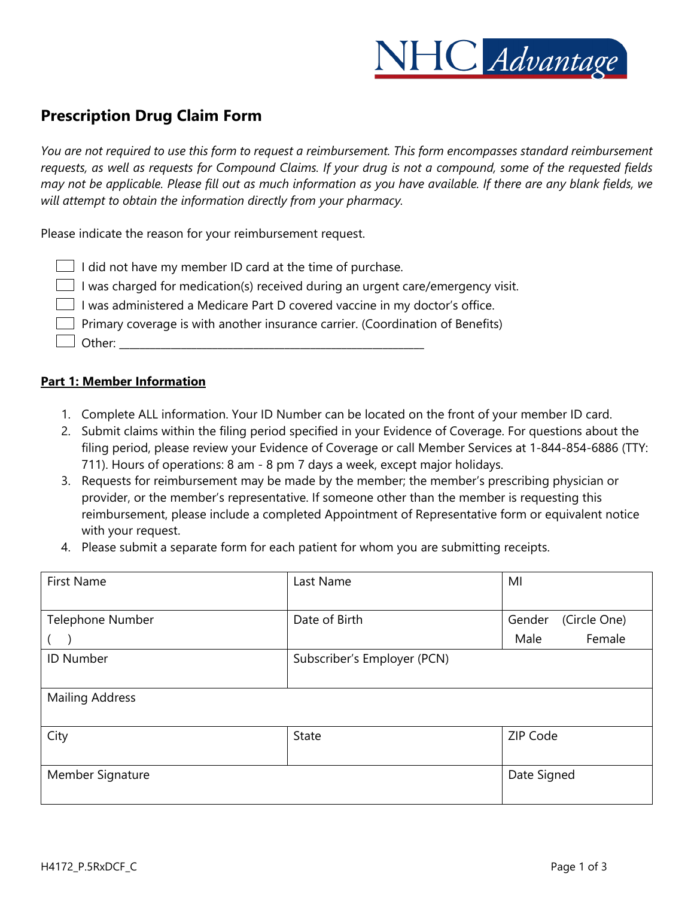NHC Advantage

## Prescription Drug Claim Form

*You are not required to use this form to request a reimbursement. This form encompasses standard reimbursement requests, as well as requests for Compound Claims. If your drug is not a compound, some of the requested fields may not be applicable. Please fill out as much information as you have available. If there are any blank fields, we will attempt to obtain the information directly from your pharmacy.*

Please indicate the reason for your reimbursement request.

- ☐ I did not have my member ID card at the time of purchase.
- ☐ I was charged for medication(s) received during an urgent care/emergency visit.
- ☐ I was administered a Medicare Part D covered vaccine in my doctor's office.
- ☐ Primary coverage is with another insurance carrier. (Coordination of Benefits)
- ☐ Other: ______________________________________________________

**<u>Part 1: Member Information</u>**

1. Complete ALL information. Your ID Number can be located on the front of your member ID card.
2. Submit claims within the filing period specified in your Evidence of Coverage. For questions about the filing period, please review your Evidence of Coverage or call Member Services at 1-844-854-6886 (TTY: 711). Hours of operations: 8 am - 8 pm 7 days a week, except major holidays.
3. Requests for reimbursement may be made by the member; the member's prescribing physician or provider, or the member's representative. If someone other than the member is requesting this reimbursement, please include a completed Appointment of Representative form or equivalent notice with your request.
4. Please submit a separate form for each patient for whom you are submitting receipts.

| First Name | Last Name | MI |
|---|---|---|
| Telephone Number<br>(   ) | Date of Birth | Gender (Circle One)<br>Male Female |
| ID Number | Subscriber's Employer (PCN) | |
| Mailing Address | | |
| City | State | ZIP Code |
| Member Signature | | Date Signed |

H4172_P.5RxDCF_C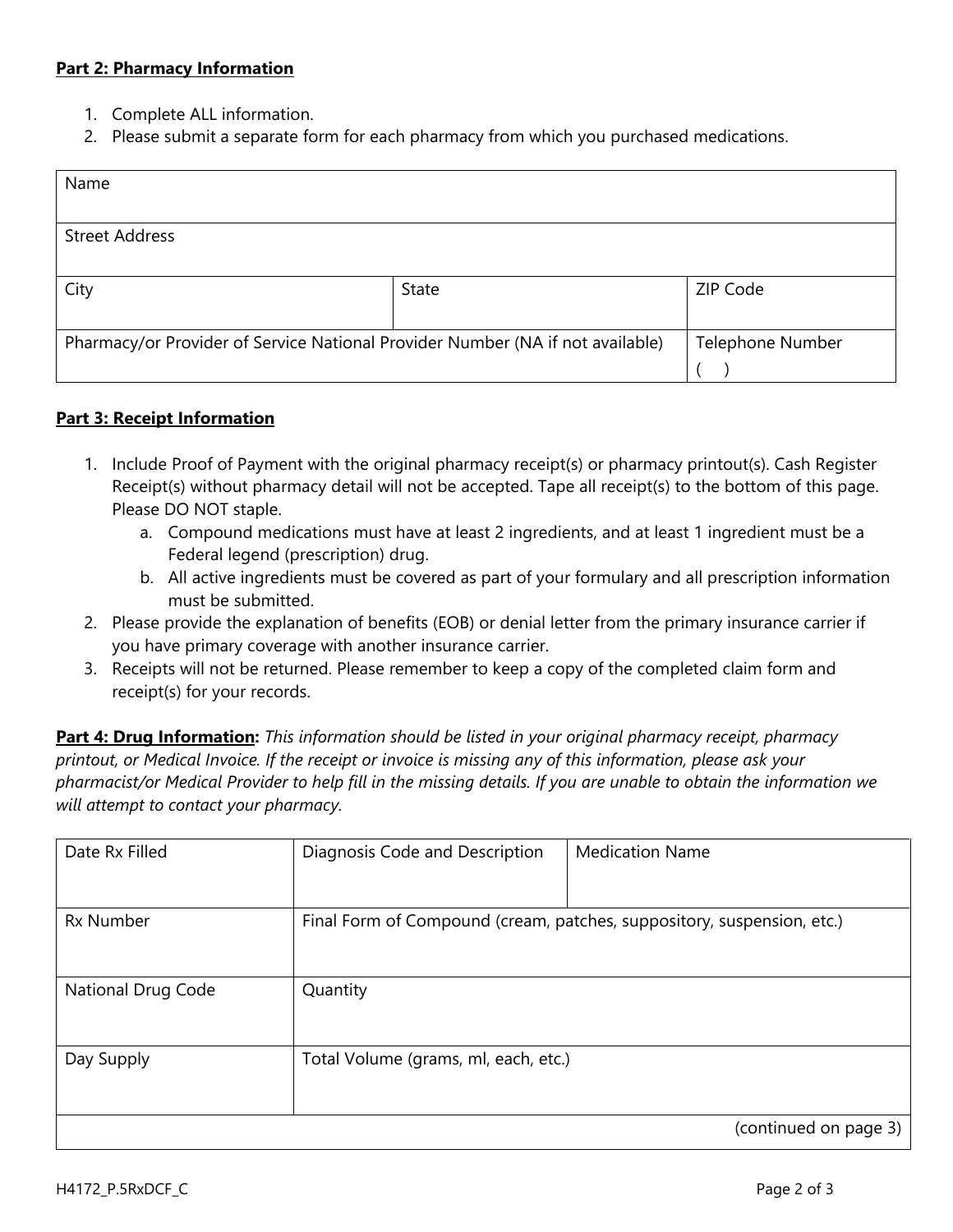**Part 2: Pharmacy Information**

1. Complete ALL information.
2. Please submit a separate form for each pharmacy from which you purchased medications.

| Name | | |
|---|---|---|
| Street Address | | |
| City | State | ZIP Code |
| Pharmacy/or Provider of Service National Provider Number (NA if not available) | | Telephone Number ( ) |

**Part 3: Receipt Information**

1. Include Proof of Payment with the original pharmacy receipt(s) or pharmacy printout(s). Cash Register Receipt(s) without pharmacy detail will not be accepted. Tape all receipt(s) to the bottom of this page. Please DO NOT staple.
   a. Compound medications must have at least 2 ingredients, and at least 1 ingredient must be a Federal legend (prescription) drug.
   b. All active ingredients must be covered as part of your formulary and all prescription information must be submitted.
2. Please provide the explanation of benefits (EOB) or denial letter from the primary insurance carrier if you have primary coverage with another insurance carrier.
3. Receipts will not be returned. Please remember to keep a copy of the completed claim form and receipt(s) for your records.

**Part 4: Drug Information:** *This information should be listed in your original pharmacy receipt, pharmacy printout, or Medical Invoice. If the receipt or invoice is missing any of this information, please ask your pharmacist/or Medical Provider to help fill in the missing details. If you are unable to obtain the information we will attempt to contact your pharmacy.*

| Date Rx Filled | Diagnosis Code and Description | Medication Name |
|---|---|---|
| Rx Number | Final Form of Compound (cream, patches, suppository, suspension, etc.) | |
| National Drug Code | Quantity | |
| Day Supply | Total Volume (grams, ml, each, etc.) | |
| | | (continued on page 3) |

H4172_P.5RxDCF_C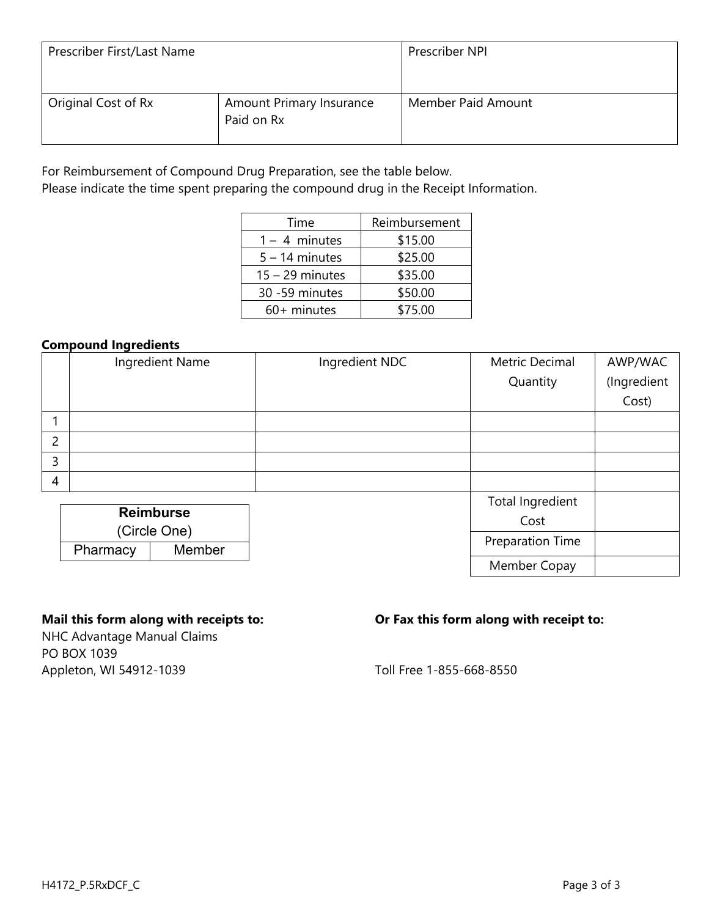| Prescriber First/Last Name | | Prescriber NPI |
|---|---|---|
| Original Cost of Rx | Amount Primary Insurance Paid on Rx | Member Paid Amount |

For Reimbursement of Compound Drug Preparation, see the table below.
Please indicate the time spent preparing the compound drug in the Receipt Information.

| Time | Reimbursement |
|---|---|
| 1 – 4 minutes | $15.00 |
| 5 – 14 minutes | $25.00 |
| 15 – 29 minutes | $35.00 |
| 30 -59 minutes | $50.00 |
| 60+ minutes | $75.00 |

**Compound Ingredients**

| | Ingredient Name | Ingredient NDC | Metric Decimal Quantity | AWP/WAC (Ingredient Cost) |
|---|---|---|---|---|
| 1 | | | | |
| 2 | | | | |
| 3 | | | | |
| 4 | | | | |
| | | | Total Ingredient Cost | |
| | | | Preparation Time | |
| | | | Member Copay | |

| **Reimburse** (Circle One) | |
|---|---|
| Pharmacy | Member |

**Mail this form along with receipts to:**
NHC Advantage Manual Claims
PO BOX 1039
Appleton, WI 54912-1039

**Or Fax this form along with receipt to:**

Toll Free 1-855-668-8550

H4172_P.5RxDCF_C